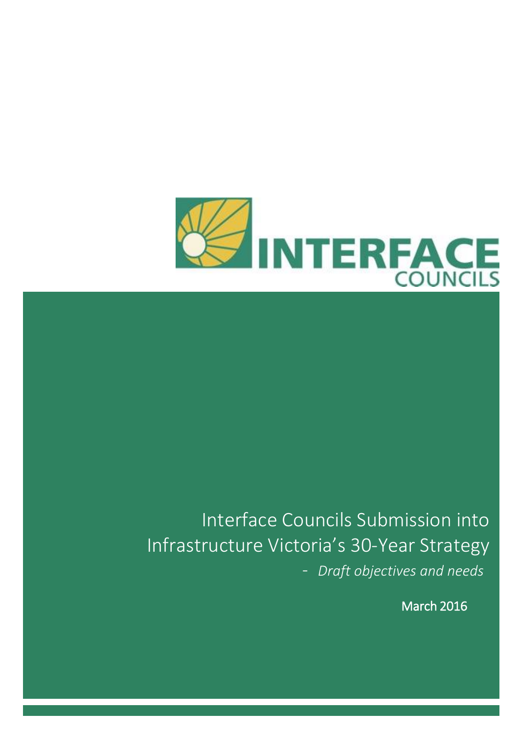INTERFACE COUNCILS

# Interface Councils Submission into Infrastructure Victoria's 30-Year Strategy

- *Draft objectives and needs*

March 2016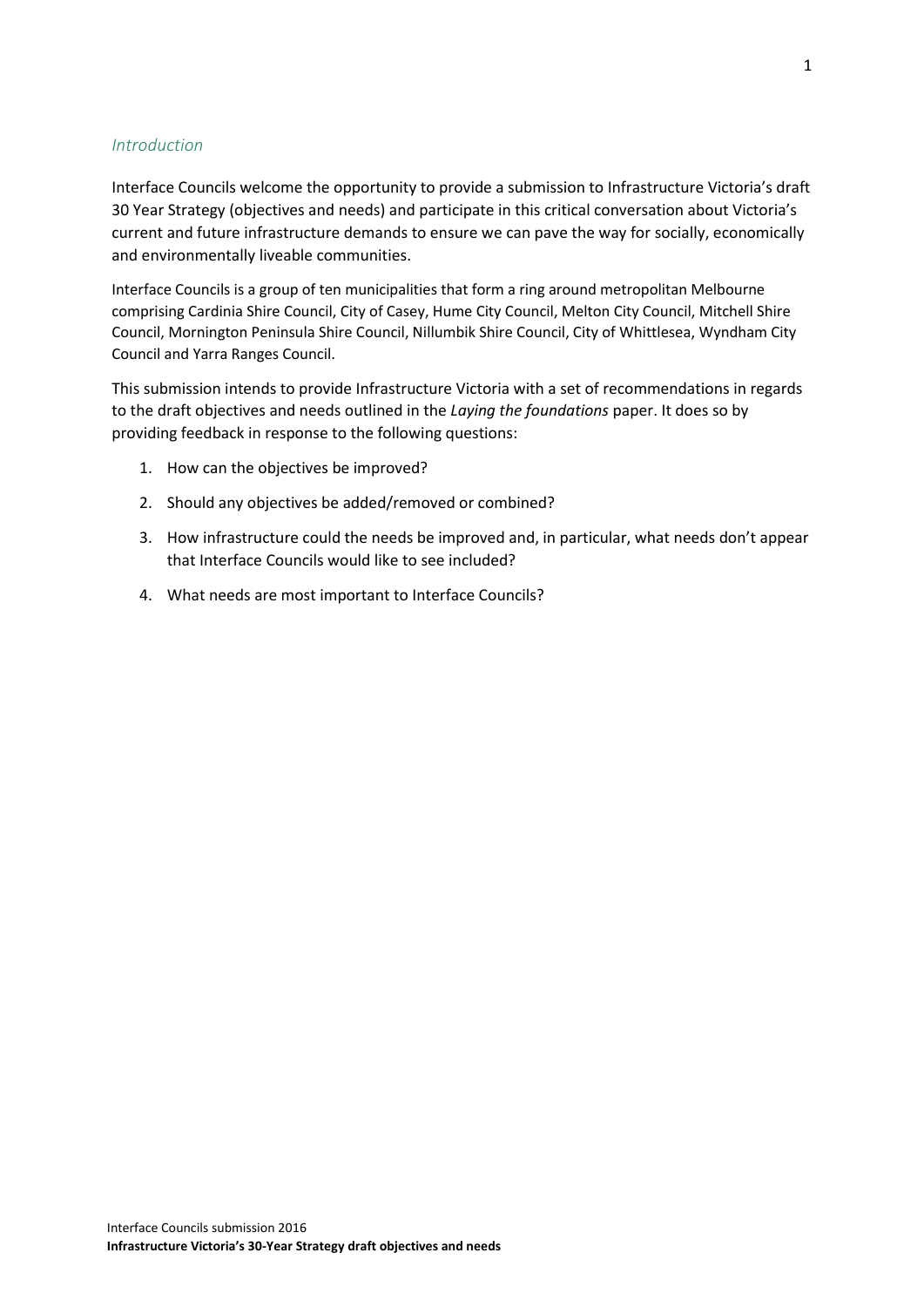## *Introduction*

Interface Councils welcome the opportunity to provide a submission to Infrastructure Victoria's draft 30 Year Strategy (objectives and needs) and participate in this critical conversation about Victoria's current and future infrastructure demands to ensure we can pave the way for socially, economically and environmentally liveable communities.

Interface Councils is a group of ten municipalities that form a ring around metropolitan Melbourne comprising Cardinia Shire Council, City of Casey, Hume City Council, Melton City Council, Mitchell Shire Council, Mornington Peninsula Shire Council, Nillumbik Shire Council, City of Whittlesea, Wyndham City Council and Yarra Ranges Council.

This submission intends to provide Infrastructure Victoria with a set of recommendations in regards to the draft objectives and needs outlined in the *Laying the foundations* paper. It does so by providing feedback in response to the following questions:

1. How can the objectives be improved?
2. Should any objectives be added/removed or combined?
3. How infrastructure could the needs be improved and, in particular, what needs don't appear that Interface Councils would like to see included?
4. What needs are most important to Interface Councils?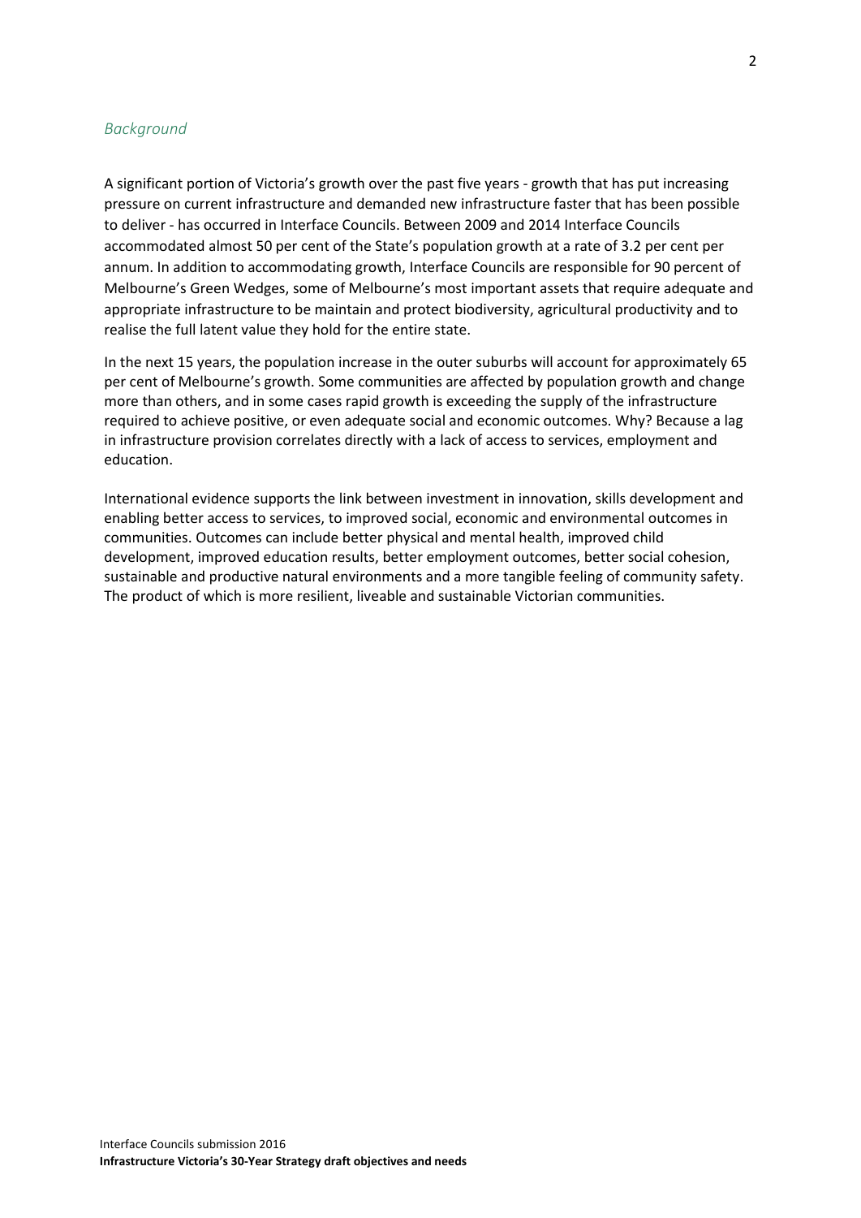*Background*

A significant portion of Victoria's growth over the past five years - growth that has put increasing pressure on current infrastructure and demanded new infrastructure faster that has been possible to deliver - has occurred in Interface Councils. Between 2009 and 2014 Interface Councils accommodated almost 50 per cent of the State's population growth at a rate of 3.2 per cent per annum. In addition to accommodating growth, Interface Councils are responsible for 90 percent of Melbourne's Green Wedges, some of Melbourne's most important assets that require adequate and appropriate infrastructure to be maintain and protect biodiversity, agricultural productivity and to realise the full latent value they hold for the entire state.

In the next 15 years, the population increase in the outer suburbs will account for approximately 65 per cent of Melbourne's growth. Some communities are affected by population growth and change more than others, and in some cases rapid growth is exceeding the supply of the infrastructure required to achieve positive, or even adequate social and economic outcomes. Why? Because a lag in infrastructure provision correlates directly with a lack of access to services, employment and education.

International evidence supports the link between investment in innovation, skills development and enabling better access to services, to improved social, economic and environmental outcomes in communities. Outcomes can include better physical and mental health, improved child development, improved education results, better employment outcomes, better social cohesion, sustainable and productive natural environments and a more tangible feeling of community safety. The product of which is more resilient, liveable and sustainable Victorian communities.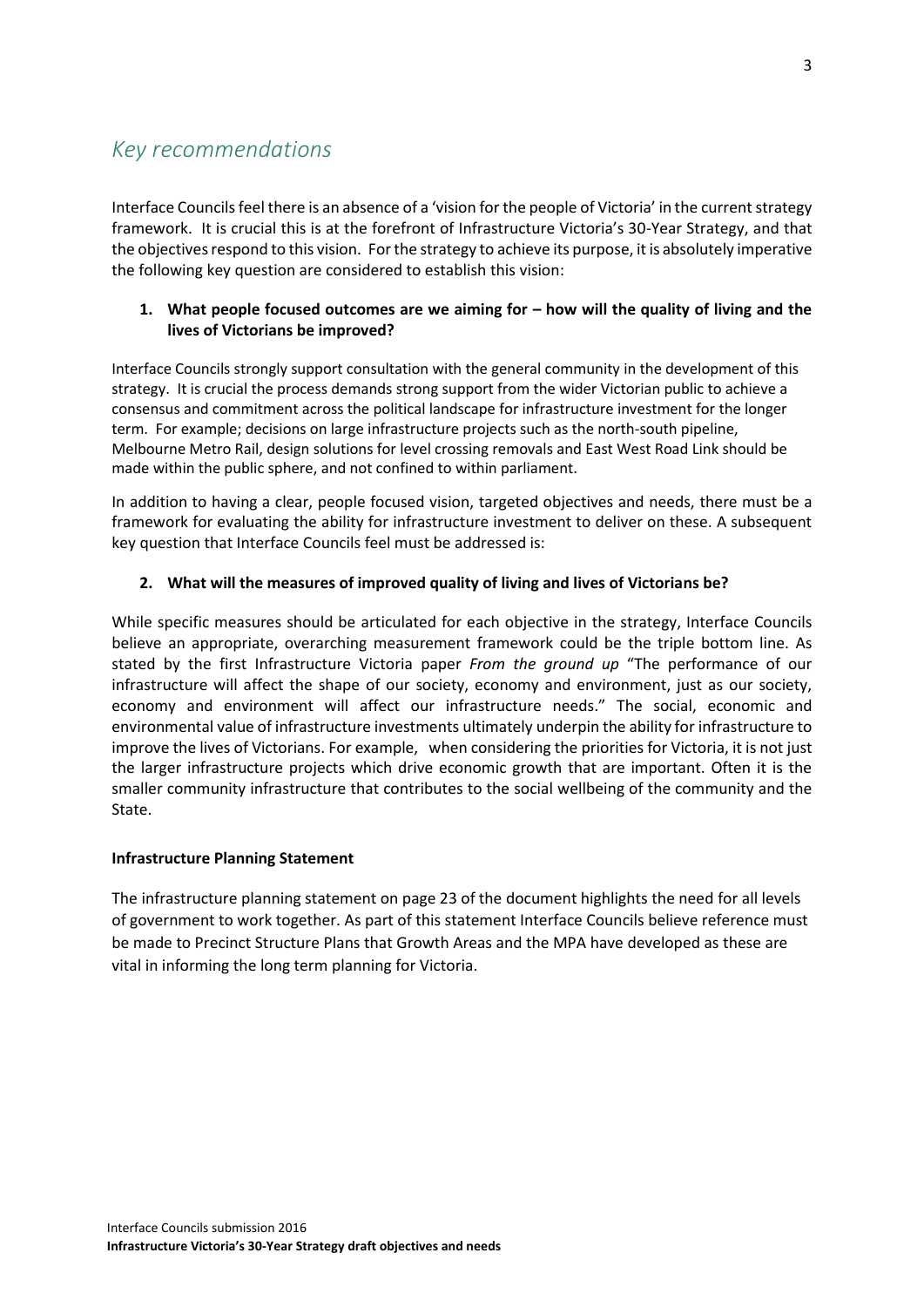## *Key recommendations*

Interface Councils feel there is an absence of a 'vision for the people of Victoria' in the current strategy framework. It is crucial this is at the forefront of Infrastructure Victoria's 30-Year Strategy, and that the objectives respond to this vision. For the strategy to achieve its purpose, it is absolutely imperative the following key question are considered to establish this vision:

1. **What people focused outcomes are we aiming for – how will the quality of living and the lives of Victorians be improved?**

Interface Councils strongly support consultation with the general community in the development of this strategy. It is crucial the process demands strong support from the wider Victorian public to achieve a consensus and commitment across the political landscape for infrastructure investment for the longer term. For example; decisions on large infrastructure projects such as the north-south pipeline, Melbourne Metro Rail, design solutions for level crossing removals and East West Road Link should be made within the public sphere, and not confined to within parliament.

In addition to having a clear, people focused vision, targeted objectives and needs, there must be a framework for evaluating the ability for infrastructure investment to deliver on these. A subsequent key question that Interface Councils feel must be addressed is:

2. **What will the measures of improved quality of living and lives of Victorians be?**

While specific measures should be articulated for each objective in the strategy, Interface Councils believe an appropriate, overarching measurement framework could be the triple bottom line. As stated by the first Infrastructure Victoria paper *From the ground up* "The performance of our infrastructure will affect the shape of our society, economy and environment, just as our society, economy and environment will affect our infrastructure needs." The social, economic and environmental value of infrastructure investments ultimately underpin the ability for infrastructure to improve the lives of Victorians. For example, when considering the priorities for Victoria, it is not just the larger infrastructure projects which drive economic growth that are important. Often it is the smaller community infrastructure that contributes to the social wellbeing of the community and the State.

**Infrastructure Planning Statement**

The infrastructure planning statement on page 23 of the document highlights the need for all levels of government to work together. As part of this statement Interface Councils believe reference must be made to Precinct Structure Plans that Growth Areas and the MPA have developed as these are vital in informing the long term planning for Victoria.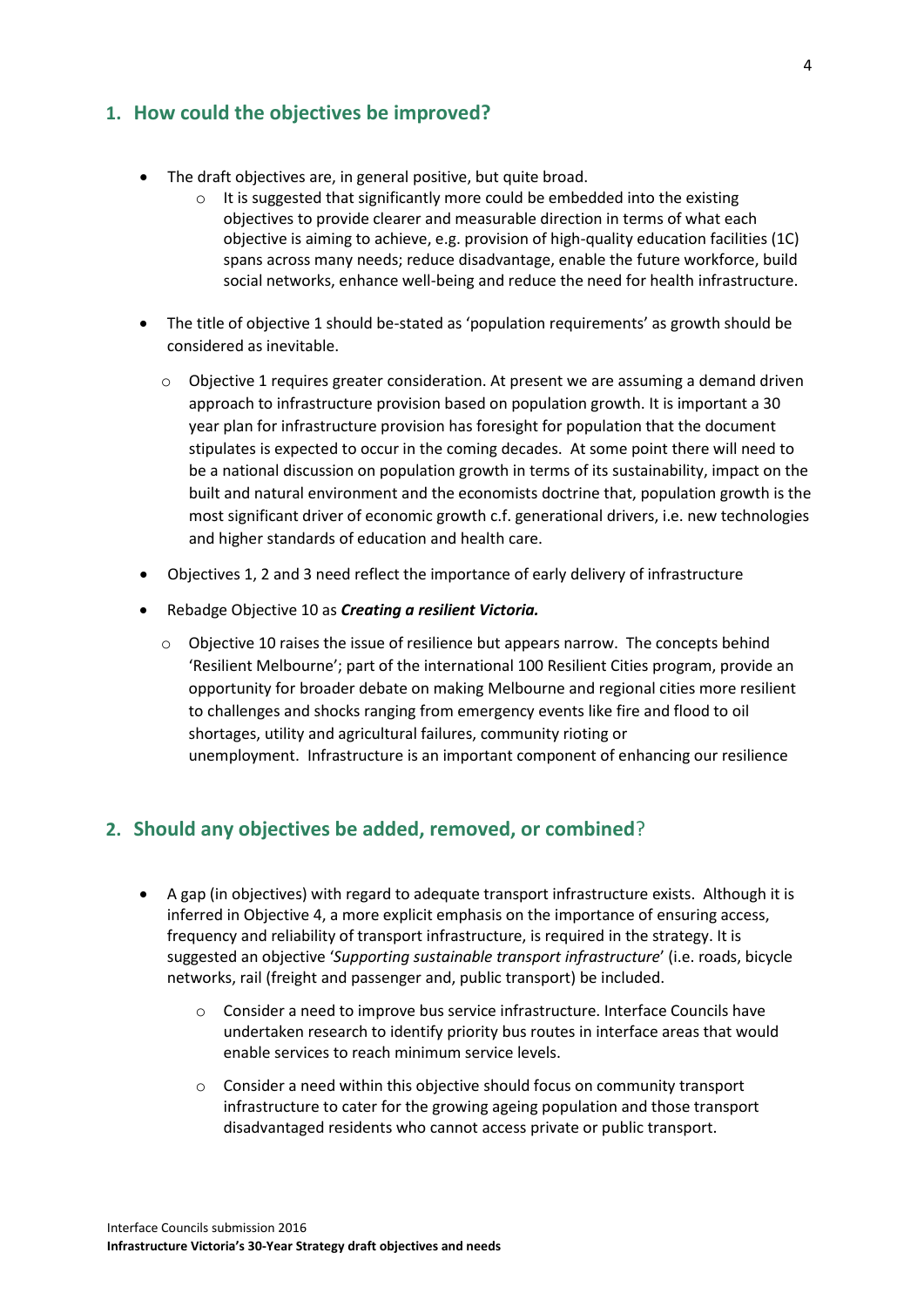## 1. How could the objectives be improved?

- The draft objectives are, in general positive, but quite broad.
    - It is suggested that significantly more could be embedded into the existing objectives to provide clearer and measurable direction in terms of what each objective is aiming to achieve, e.g. provision of high-quality education facilities (1C) spans across many needs; reduce disadvantage, enable the future workforce, build social networks, enhance well-being and reduce the need for health infrastructure.
- The title of objective 1 should be-stated as 'population requirements' as growth should be considered as inevitable.
    - Objective 1 requires greater consideration. At present we are assuming a demand driven approach to infrastructure provision based on population growth. It is important a 30 year plan for infrastructure provision has foresight for population that the document stipulates is expected to occur in the coming decades. At some point there will need to be a national discussion on population growth in terms of its sustainability, impact on the built and natural environment and the economists doctrine that, population growth is the most significant driver of economic growth c.f. generational drivers, i.e. new technologies and higher standards of education and health care.
- Objectives 1, 2 and 3 need reflect the importance of early delivery of infrastructure
- Rebadge Objective 10 as ***Creating a resilient Victoria.***
    - Objective 10 raises the issue of resilience but appears narrow. The concepts behind 'Resilient Melbourne'; part of the international 100 Resilient Cities program, provide an opportunity for broader debate on making Melbourne and regional cities more resilient to challenges and shocks ranging from emergency events like fire and flood to oil shortages, utility and agricultural failures, community rioting or unemployment. Infrastructure is an important component of enhancing our resilience

## 2. Should any objectives be added, removed, or combined?

- A gap (in objectives) with regard to adequate transport infrastructure exists. Although it is inferred in Objective 4, a more explicit emphasis on the importance of ensuring access, frequency and reliability of transport infrastructure, is required in the strategy. It is suggested an objective '*Supporting sustainable transport infrastructure*' (i.e. roads, bicycle networks, rail (freight and passenger and, public transport) be included.
    - Consider a need to improve bus service infrastructure. Interface Councils have undertaken research to identify priority bus routes in interface areas that would enable services to reach minimum service levels.
    - Consider a need within this objective should focus on community transport infrastructure to cater for the growing ageing population and those transport disadvantaged residents who cannot access private or public transport.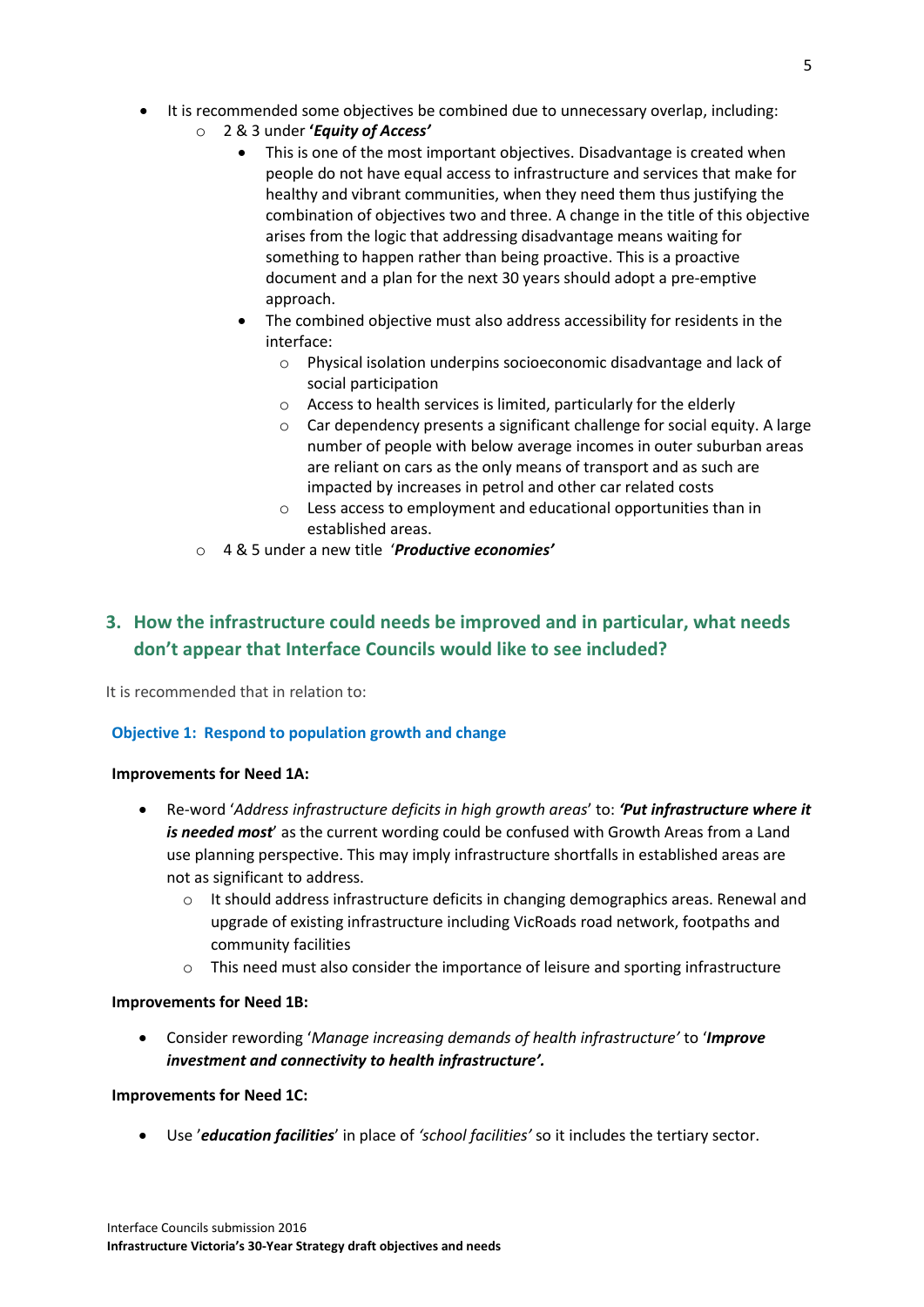- It is recommended some objectives be combined due to unnecessary overlap, including:
  - 2 & 3 under ***'Equity of Access'***
    - This is one of the most important objectives. Disadvantage is created when people do not have equal access to infrastructure and services that make for healthy and vibrant communities, when they need them thus justifying the combination of objectives two and three. A change in the title of this objective arises from the logic that addressing disadvantage means waiting for something to happen rather than being proactive. This is a proactive document and a plan for the next 30 years should adopt a pre-emptive approach.
    - The combined objective must also address accessibility for residents in the interface:
      - Physical isolation underpins socioeconomic disadvantage and lack of social participation
      - Access to health services is limited, particularly for the elderly
      - Car dependency presents a significant challenge for social equity. A large number of people with below average incomes in outer suburban areas are reliant on cars as the only means of transport and as such are impacted by increases in petrol and other car related costs
      - Less access to employment and educational opportunities than in established areas.
  - 4 & 5 under a new title ***'Productive economies'***

## 3. How the infrastructure could needs be improved and in particular, what needs don't appear that Interface Councils would like to see included?

It is recommended that in relation to:

### Objective 1: Respond to population growth and change

**Improvements for Need 1A:**

- Re-word '*Address infrastructure deficits in high growth areas*' to: ***'Put infrastructure where it is needed most***' as the current wording could be confused with Growth Areas from a Land use planning perspective. This may imply infrastructure shortfalls in established areas are not as significant to address.
  - It should address infrastructure deficits in changing demographics areas. Renewal and upgrade of existing infrastructure including VicRoads road network, footpaths and community facilities
  - This need must also consider the importance of leisure and sporting infrastructure

**Improvements for Need 1B:**

- Consider rewording '*Manage increasing demands of health infrastructure'* to '***Improve investment and connectivity to health infrastructure'.***

**Improvements for Need 1C:**

- Use '***education facilities***' in place of *'school facilities'* so it includes the tertiary sector.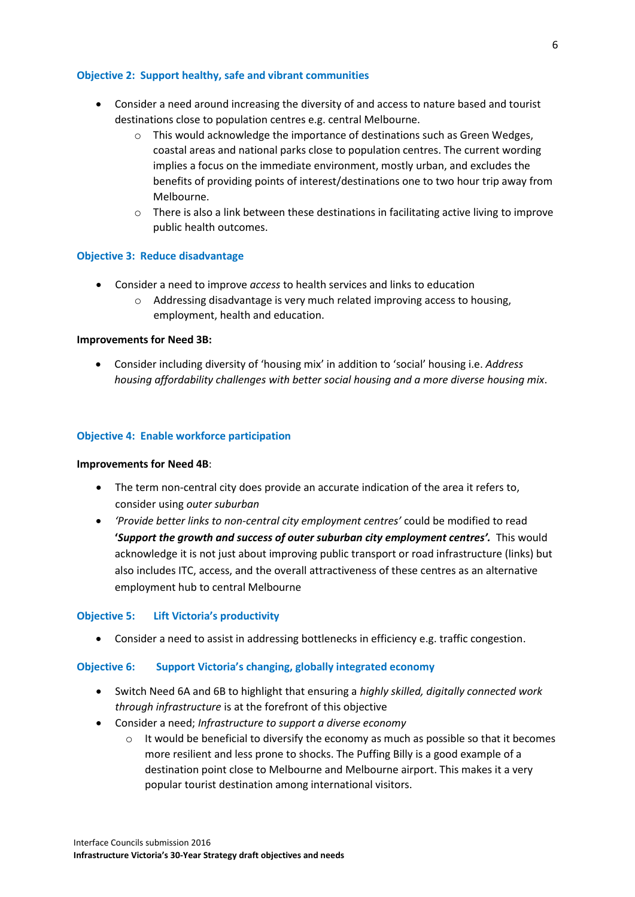### Objective 2: Support healthy, safe and vibrant communities

- Consider a need around increasing the diversity of and access to nature based and tourist destinations close to population centres e.g. central Melbourne.
  - This would acknowledge the importance of destinations such as Green Wedges, coastal areas and national parks close to population centres. The current wording implies a focus on the immediate environment, mostly urban, and excludes the benefits of providing points of interest/destinations one to two hour trip away from Melbourne.
  - There is also a link between these destinations in facilitating active living to improve public health outcomes.

### Objective 3: Reduce disadvantage

- Consider a need to improve *access* to health services and links to education
  - Addressing disadvantage is very much related improving access to housing, employment, health and education.

**Improvements for Need 3B:**

- Consider including diversity of 'housing mix' in addition to 'social' housing i.e. *Address housing affordability challenges with better social housing and a more diverse housing mix*.

### Objective 4: Enable workforce participation

**Improvements for Need 4B**:

- The term non-central city does provide an accurate indication of the area it refers to, consider using *outer suburban*
- *'Provide better links to non-central city employment centres'* could be modified to read **'*Support the growth and success of outer suburban city employment centres'.*** This would acknowledge it is not just about improving public transport or road infrastructure (links) but also includes ITC, access, and the overall attractiveness of these centres as an alternative employment hub to central Melbourne

### Objective 5: Lift Victoria's productivity

- Consider a need to assist in addressing bottlenecks in efficiency e.g. traffic congestion.

### Objective 6: Support Victoria's changing, globally integrated economy

- Switch Need 6A and 6B to highlight that ensuring a *highly skilled, digitally connected work through infrastructure* is at the forefront of this objective
- Consider a need; *Infrastructure to support a diverse economy*
  - It would be beneficial to diversify the economy as much as possible so that it becomes more resilient and less prone to shocks. The Puffing Billy is a good example of a destination point close to Melbourne and Melbourne airport. This makes it a very popular tourist destination among international visitors.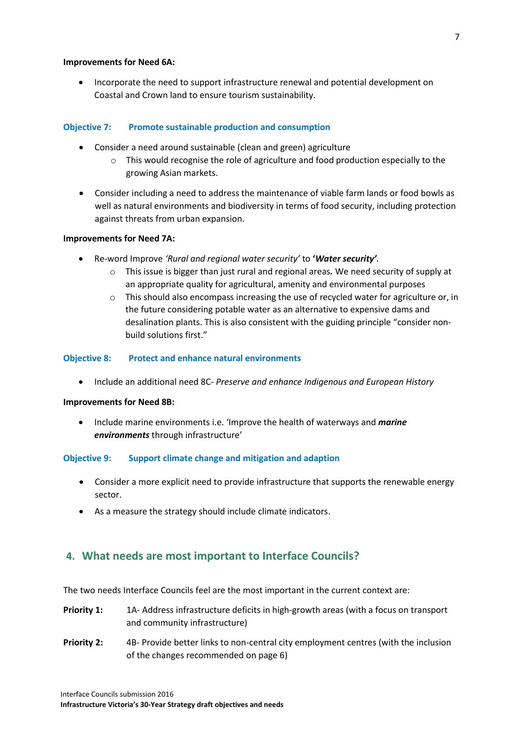**Improvements for Need 6A:**

- Incorporate the need to support infrastructure renewal and potential development on Coastal and Crown land to ensure tourism sustainability.

### Objective 7: Promote sustainable production and consumption

- Consider a need around sustainable (clean and green) agriculture
  - This would recognise the role of agriculture and food production especially to the growing Asian markets.
- Consider including a need to address the maintenance of viable farm lands or food bowls as well as natural environments and biodiversity in terms of food security, including protection against threats from urban expansion.

**Improvements for Need 7A:**

- Re-word Improve *'Rural and regional water security'* to ***'Water security'***.
  - This issue is bigger than just rural and regional areas**.** We need security of supply at an appropriate quality for agricultural, amenity and environmental purposes
  - This should also encompass increasing the use of recycled water for agriculture or, in the future considering potable water as an alternative to expensive dams and desalination plants. This is also consistent with the guiding principle "consider non-build solutions first."

### Objective 8: Protect and enhance natural environments

- Include an additional need 8C- *Preserve and enhance Indigenous and European History*

**Improvements for Need 8B:**

- Include marine environments i.e. 'Improve the health of waterways and ***marine environments*** through infrastructure'

### Objective 9: Support climate change and mitigation and adaption

- Consider a more explicit need to provide infrastructure that supports the renewable energy sector.
- As a measure the strategy should include climate indicators.

## 4. What needs are most important to Interface Councils?

The two needs Interface Councils feel are the most important in the current context are:

**Priority 1:** 1A- Address infrastructure deficits in high-growth areas (with a focus on transport and community infrastructure)

**Priority 2:** 4B- Provide better links to non-central city employment centres (with the inclusion of the changes recommended on page 6)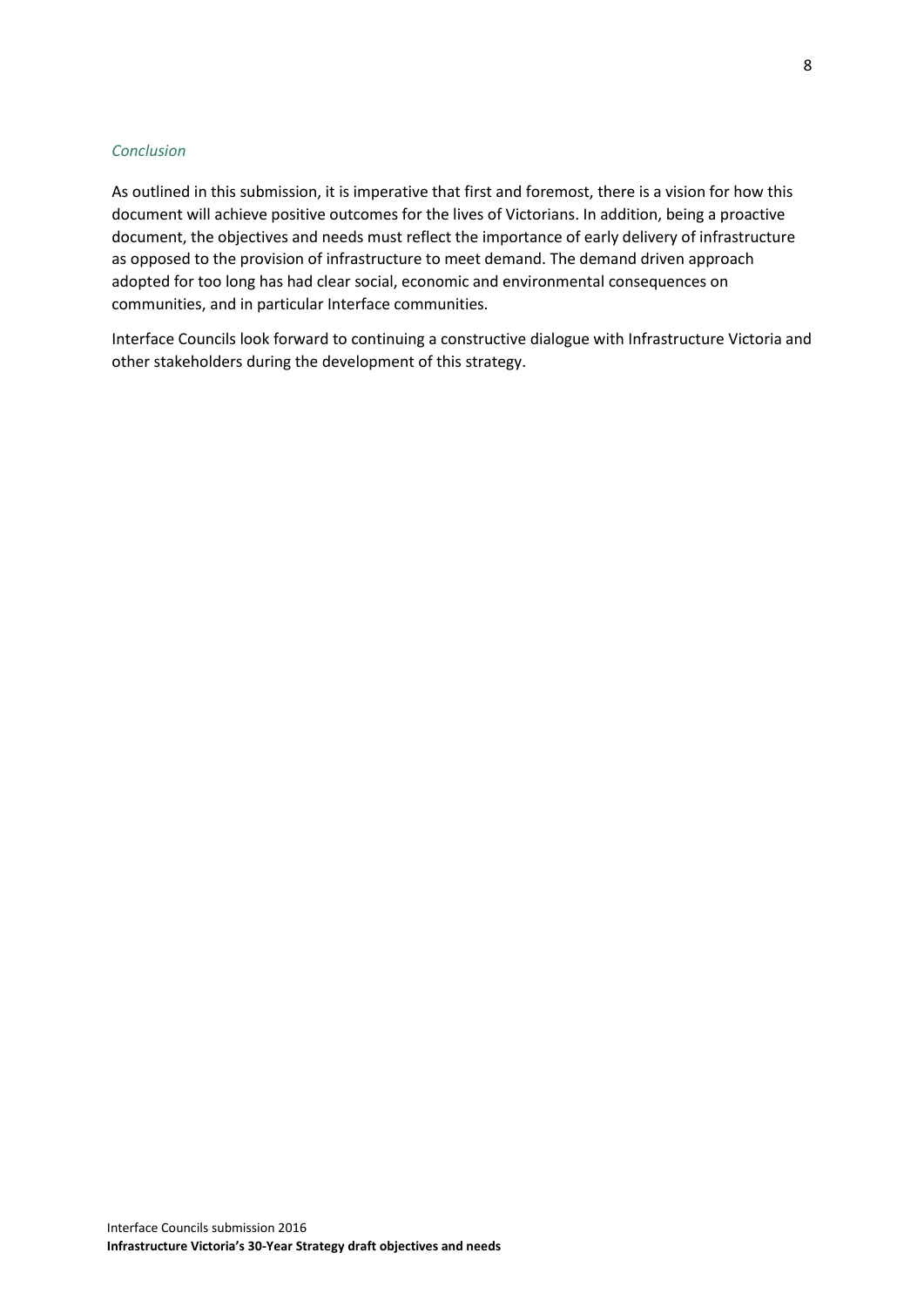### *Conclusion*

As outlined in this submission, it is imperative that first and foremost, there is a vision for how this document will achieve positive outcomes for the lives of Victorians. In addition, being a proactive document, the objectives and needs must reflect the importance of early delivery of infrastructure as opposed to the provision of infrastructure to meet demand. The demand driven approach adopted for too long has had clear social, economic and environmental consequences on communities, and in particular Interface communities.

Interface Councils look forward to continuing a constructive dialogue with Infrastructure Victoria and other stakeholders during the development of this strategy.